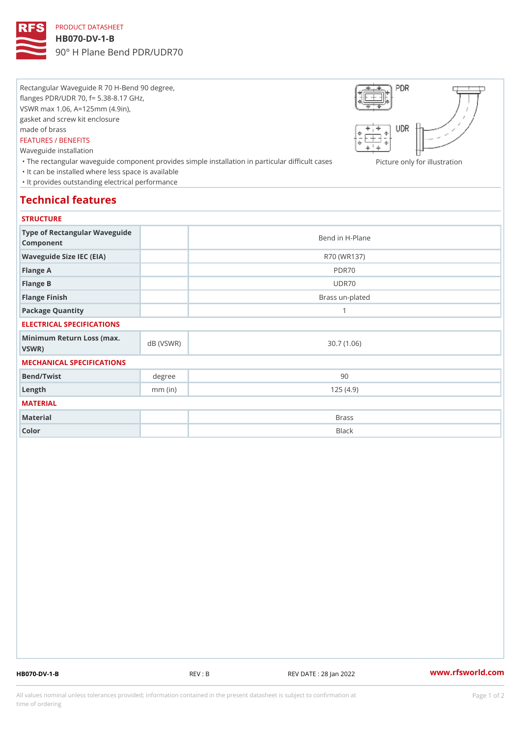PRODUCT DATASHEET

# HB070-DV-1-B

90° H Plane Bend PDR/UDR70

Rectangular Waveguide R 70 H-Bend 90 degree,
flanges PDR/UDR 70, f= 5.38-8.17 GHz,
VSWR max 1.06, A=125mm (4.9in),
gasket and screw kit enclosure
made of brass

FEATURES / BENEFITS

Waveguide installation

- The rectangular waveguide component provides simple installation in particular difficult cases
- It can be installed where less space is available
- It provides outstanding electrical performance

Picture only for illustration

## Technical features

### STRUCTURE

| | | |
|---|---|---|
| Type of Rectangular Waveguide Component | | Bend in H-Plane |
| Waveguide Size IEC (EIA) | | R70 (WR137) |
| Flange A | | PDR70 |
| Flange B | | UDR70 |
| Flange Finish | | Brass un-plated |
| Package Quantity | | 1 |

### ELECTRICAL SPECIFICATIONS

| | | |
|---|---|---|
| Minimum Return Loss (max. VSWR) | dB (VSWR) | 30.7 (1.06) |

### MECHANICAL SPECIFICATIONS

| | | |
|---|---|---|
| Bend/Twist | degree | 90 |
| Length | mm (in) | 125 (4.9) |

### MATERIAL

| | | |
|---|---|---|
| Material | | Brass |
| Color | | Black |

HB070-DV-1-B REV : B REV DATE : 28 Jan 2022 www.rfsworld.com

All values nominal unless tolerances provided; information contained in the present datasheet is subject to confirmation at time of ordering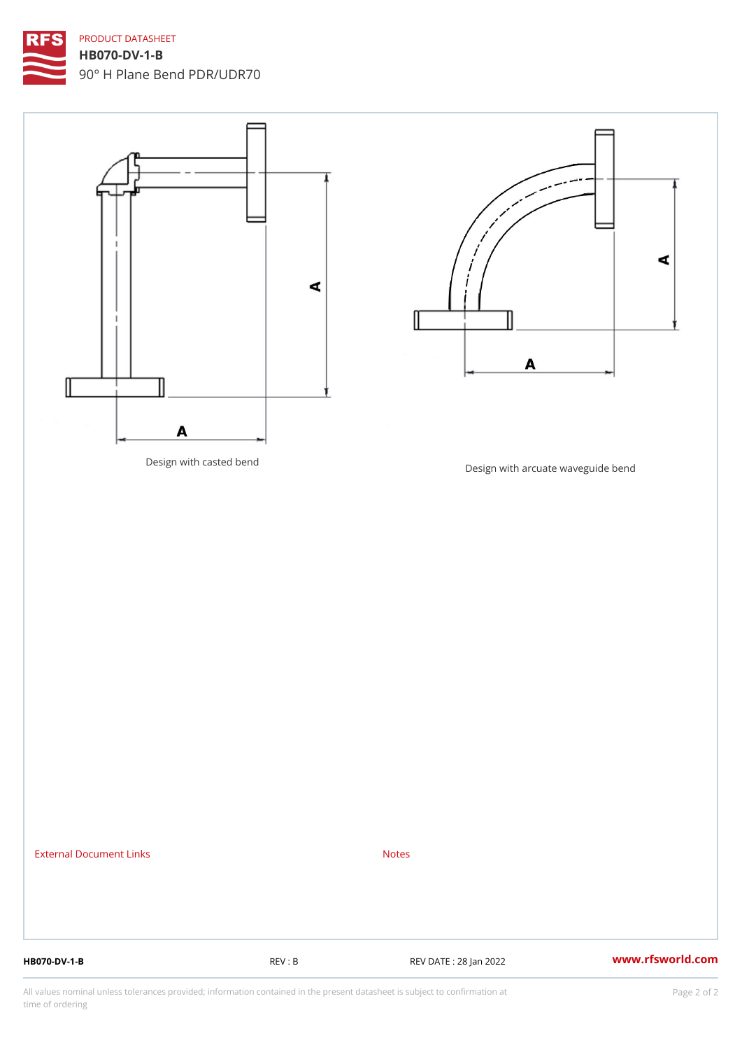PRODUCT DATASHEET

# HB070-DV-1-B

90° H Plane Bend PDR/UDR70

A

A

Design with casted bend

A

A

Design with arcuate waveguide bend

External Document Links

Notes

HB070-DV-1-B REV : B REV DATE : 28 Jan 2022 www.rfsworld.com

All values nominal unless tolerances provided; information contained in the present datasheet is subject to confirmation at time of ordering